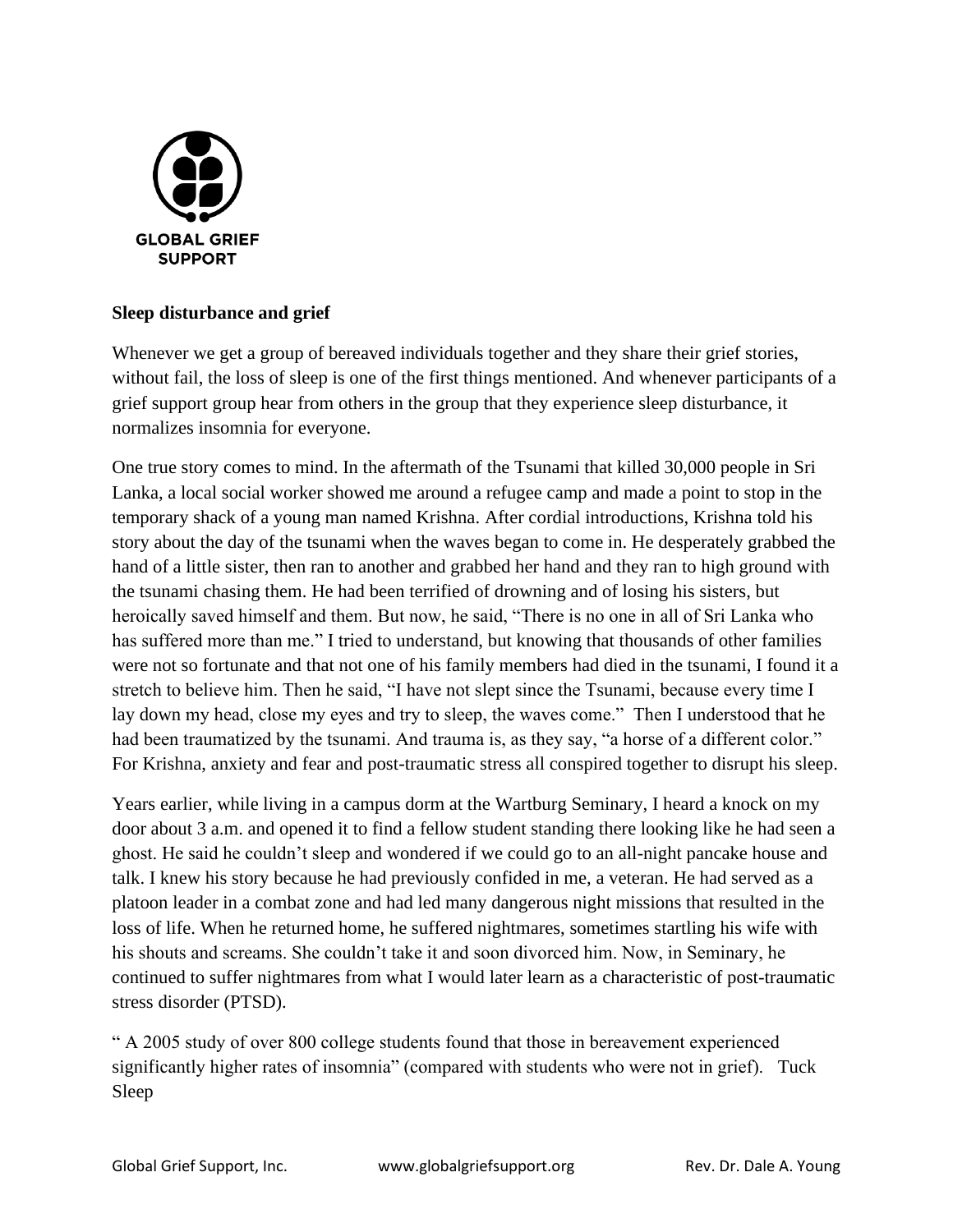GLOBAL GRIEF SUPPORT

**Sleep disturbance and grief**

Whenever we get a group of bereaved individuals together and they share their grief stories, without fail, the loss of sleep is one of the first things mentioned. And whenever participants of a grief support group hear from others in the group that they experience sleep disturbance, it normalizes insomnia for everyone.

One true story comes to mind. In the aftermath of the Tsunami that killed 30,000 people in Sri Lanka, a local social worker showed me around a refugee camp and made a point to stop in the temporary shack of a young man named Krishna. After cordial introductions, Krishna told his story about the day of the tsunami when the waves began to come in. He desperately grabbed the hand of a little sister, then ran to another and grabbed her hand and they ran to high ground with the tsunami chasing them. He had been terrified of drowning and of losing his sisters, but heroically saved himself and them. But now, he said, "There is no one in all of Sri Lanka who has suffered more than me." I tried to understand, but knowing that thousands of other families were not so fortunate and that not one of his family members had died in the tsunami, I found it a stretch to believe him. Then he said, "I have not slept since the Tsunami, because every time I lay down my head, close my eyes and try to sleep, the waves come." Then I understood that he had been traumatized by the tsunami. And trauma is, as they say, "a horse of a different color." For Krishna, anxiety and fear and post-traumatic stress all conspired together to disrupt his sleep.

Years earlier, while living in a campus dorm at the Wartburg Seminary, I heard a knock on my door about 3 a.m. and opened it to find a fellow student standing there looking like he had seen a ghost. He said he couldn't sleep and wondered if we could go to an all-night pancake house and talk. I knew his story because he had previously confided in me, a veteran. He had served as a platoon leader in a combat zone and had led many dangerous night missions that resulted in the loss of life. When he returned home, he suffered nightmares, sometimes startling his wife with his shouts and screams. She couldn't take it and soon divorced him. Now, in Seminary, he continued to suffer nightmares from what I would later learn as a characteristic of post-traumatic stress disorder (PTSD).

" A 2005 study of over 800 college students found that those in bereavement experienced significantly higher rates of insomnia" (compared with students who were not in grief). Tuck Sleep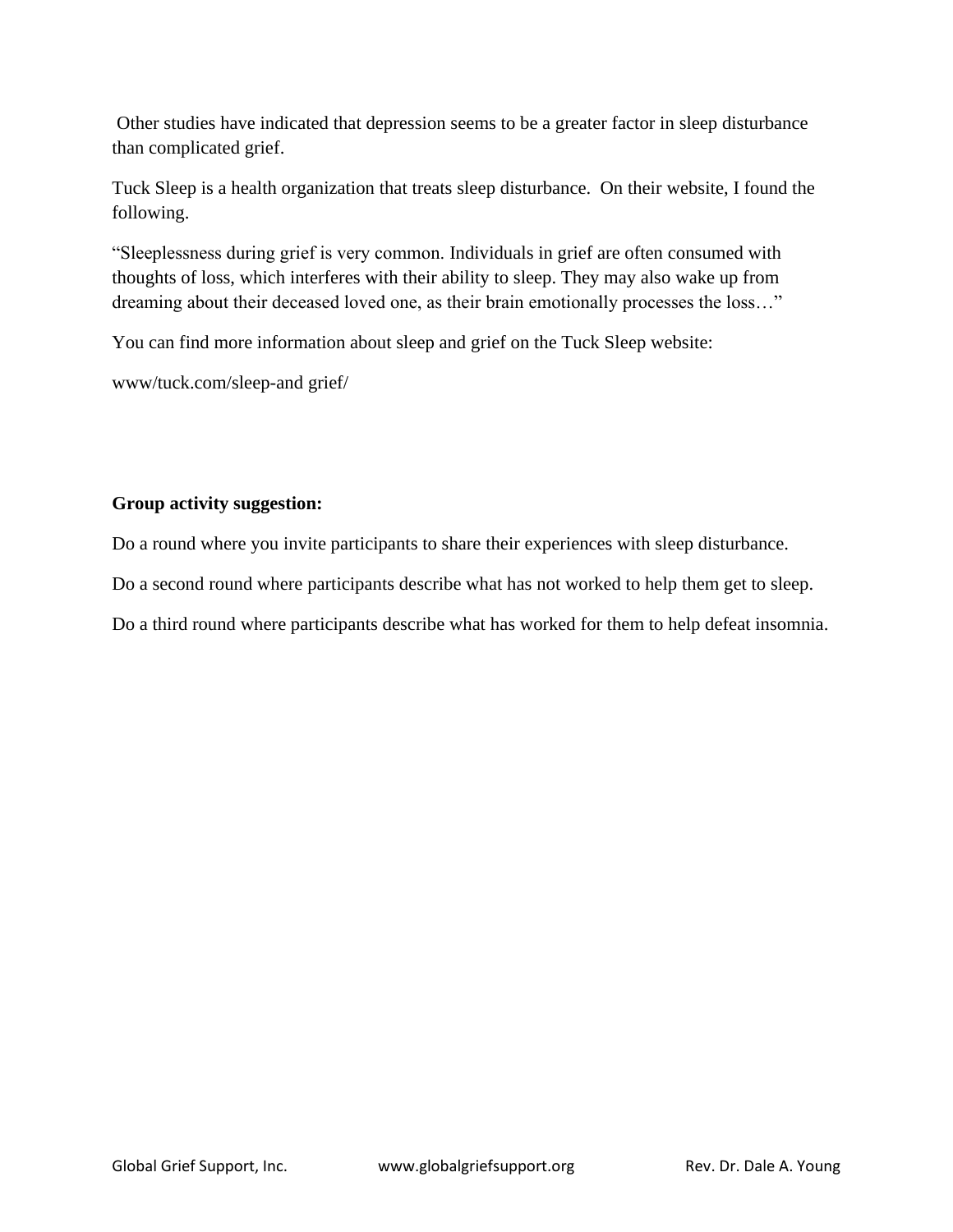Other studies have indicated that depression seems to be a greater factor in sleep disturbance than complicated grief.

Tuck Sleep is a health organization that treats sleep disturbance. On their website, I found the following.

"Sleeplessness during grief is very common. Individuals in grief are often consumed with thoughts of loss, which interferes with their ability to sleep. They may also wake up from dreaming about their deceased loved one, as their brain emotionally processes the loss…"

You can find more information about sleep and grief on the Tuck Sleep website:

www/tuck.com/sleep-and grief/

**Group activity suggestion:**

Do a round where you invite participants to share their experiences with sleep disturbance.

Do a second round where participants describe what has not worked to help them get to sleep.

Do a third round where participants describe what has worked for them to help defeat insomnia.